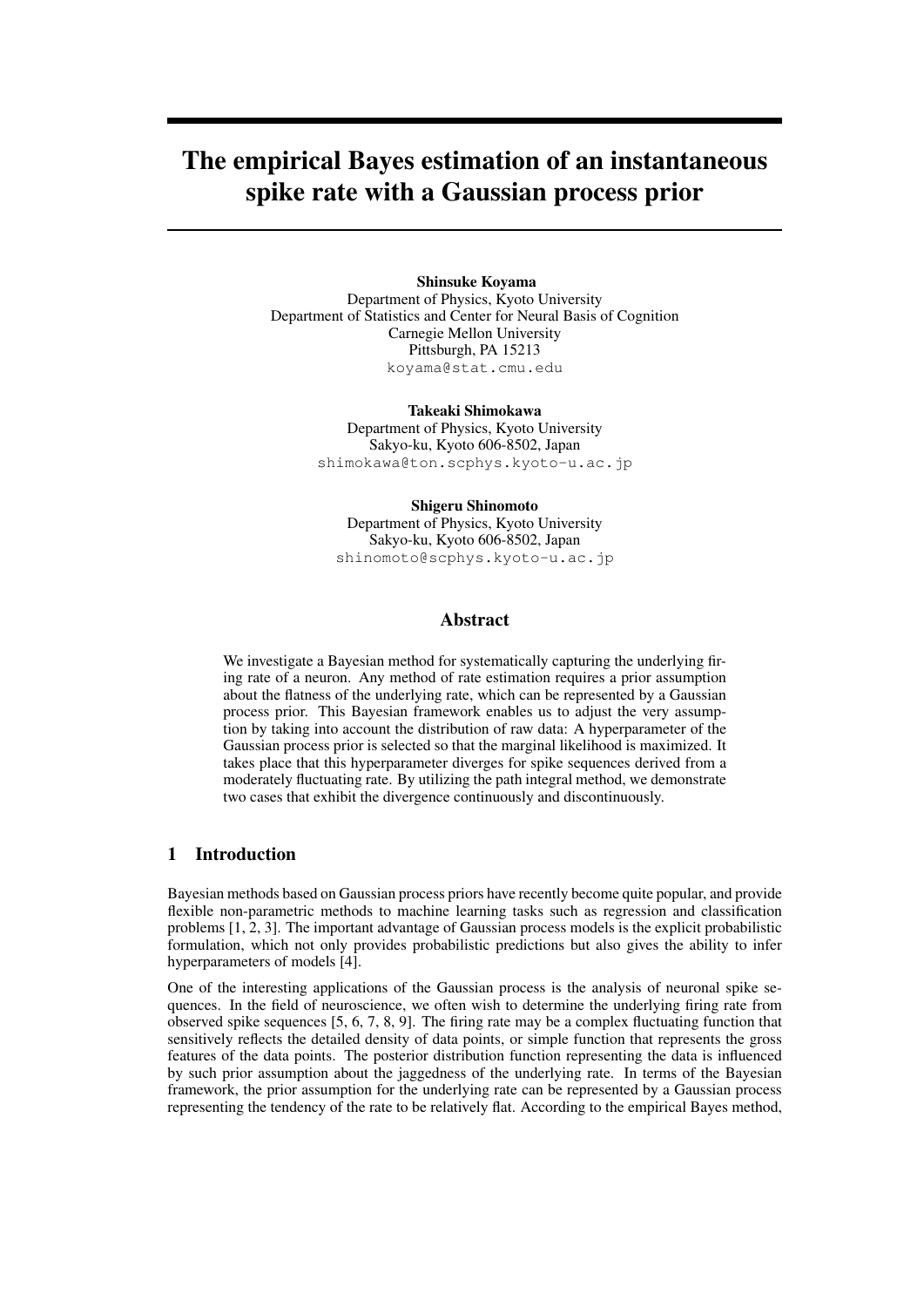# The empirical Bayes estimation of an instantaneous spike rate with a Gaussian process prior

**Shinsuke Koyama**
Department of Physics, Kyoto University
Department of Statistics and Center for Neural Basis of Cognition
Carnegie Mellon University
Pittsburgh, PA 15213
koyama@stat.cmu.edu

**Takeaki Shimokawa**
Department of Physics, Kyoto University
Sakyo-ku, Kyoto 606-8502, Japan
shimokawa@ton.scphys.kyoto-u.ac.jp

**Shigeru Shinomoto**
Department of Physics, Kyoto University
Sakyo-ku, Kyoto 606-8502, Japan
shinomoto@scphys.kyoto-u.ac.jp

## Abstract

We investigate a Bayesian method for systematically capturing the underlying firing rate of a neuron. Any method of rate estimation requires a prior assumption about the flatness of the underlying rate, which can be represented by a Gaussian process prior. This Bayesian framework enables us to adjust the very assumption by taking into account the distribution of raw data: A hyperparameter of the Gaussian process prior is selected so that the marginal likelihood is maximized. It takes place that this hyperparameter diverges for spike sequences derived from a moderately fluctuating rate. By utilizing the path integral method, we demonstrate two cases that exhibit the divergence continuously and discontinuously.

## 1 Introduction

Bayesian methods based on Gaussian process priors have recently become quite popular, and provide flexible non-parametric methods to machine learning tasks such as regression and classification problems [1, 2, 3]. The important advantage of Gaussian process models is the explicit probabilistic formulation, which not only provides probabilistic predictions but also gives the ability to infer hyperparameters of models [4].

One of the interesting applications of the Gaussian process is the analysis of neuronal spike sequences. In the field of neuroscience, we often wish to determine the underlying firing rate from observed spike sequences [5, 6, 7, 8, 9]. The firing rate may be a complex fluctuating function that sensitively reflects the detailed density of data points, or simple function that represents the gross features of the data points. The posterior distribution function representing the data is influenced by such prior assumption about the jaggedness of the underlying rate. In terms of the Bayesian framework, the prior assumption for the underlying rate can be represented by a Gaussian process representing the tendency of the rate to be relatively flat. According to the empirical Bayes method,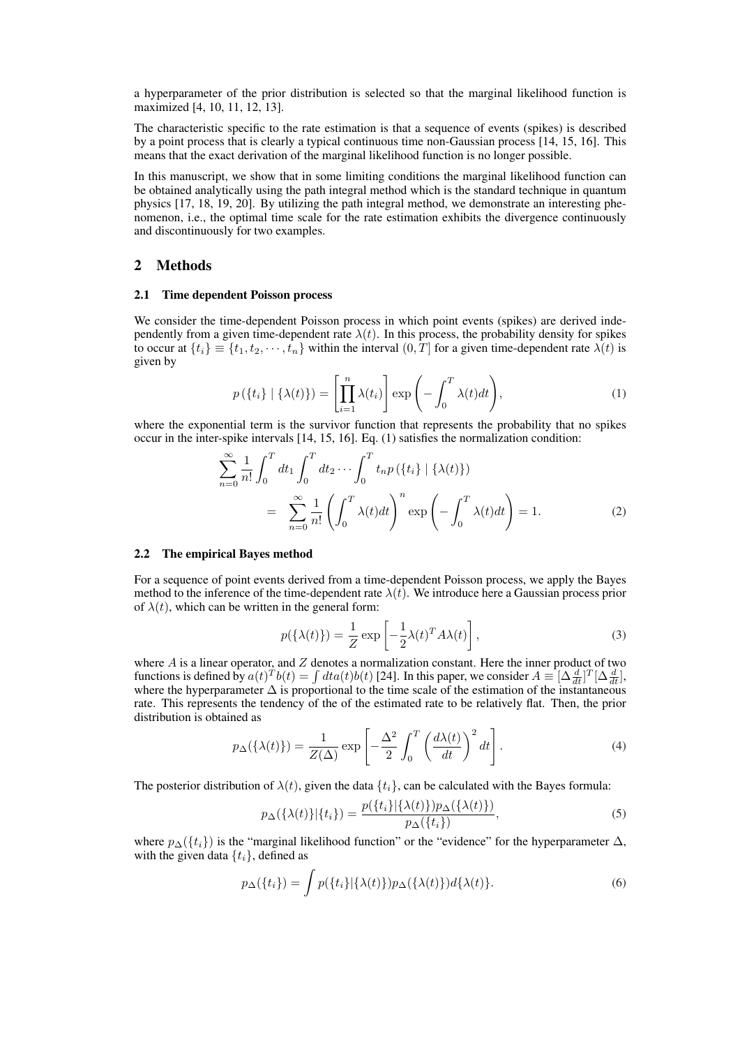a hyperparameter of the prior distribution is selected so that the marginal likelihood function is maximized [4, 10, 11, 12, 13].

The characteristic specific to the rate estimation is that a sequence of events (spikes) is described by a point process that is clearly a typical continuous time non-Gaussian process [14, 15, 16]. This means that the exact derivation of the marginal likelihood function is no longer possible.

In this manuscript, we show that in some limiting conditions the marginal likelihood function can be obtained analytically using the path integral method which is the standard technique in quantum physics [17, 18, 19, 20]. By utilizing the path integral method, we demonstrate an interesting phenomenon, i.e., the optimal time scale for the rate estimation exhibits the divergence continuously and discontinuously for two examples.

## 2 Methods

### 2.1 Time dependent Poisson process

We consider the time-dependent Poisson process in which point events (spikes) are derived independently from a given time-dependent rate $\lambda(t)$. In this process, the probability density for spikes to occur at $\{t_i\} \equiv \{t_1, t_2, \cdots, t_n\}$ within the interval $(0, T]$ for a given time-dependent rate $\lambda(t)$ is given by

$$p\left(\{t_i\} \mid \{\lambda(t)\}\right) = \left[\prod_{i=1}^{n} \lambda(t_i)\right] \exp\left(-\int_0^T \lambda(t) dt\right), \tag{1}$$

where the exponential term is the survivor function that represents the probability that no spikes occur in the inter-spike intervals [14, 15, 16]. Eq. (1) satisfies the normalization condition:

$$\begin{aligned}
&\sum_{n=0}^{\infty} \frac{1}{n!} \int_0^T dt_1 \int_0^T dt_2 \cdots \int_0^T t_n p\left(\{t_i\} \mid \{\lambda(t)\}\right) \\
&\quad = \sum_{n=0}^{\infty} \frac{1}{n!} \left(\int_0^T \lambda(t) dt\right)^n \exp\left(-\int_0^T \lambda(t) dt\right) = 1.
\end{aligned} \tag{2}$$

### 2.2 The empirical Bayes method

For a sequence of point events derived from a time-dependent Poisson process, we apply the Bayes method to the inference of the time-dependent rate $\lambda(t)$. We introduce here a Gaussian process prior of $\lambda(t)$, which can be written in the general form:

$$p(\{\lambda(t)\}) = \frac{1}{Z} \exp\left[-\frac{1}{2} \lambda(t)^T A \lambda(t)\right], \tag{3}$$

where $A$ is a linear operator, and $Z$ denotes a normalization constant. Here the inner product of two functions is defined by $a(t)^T b(t) = \int dt a(t) b(t)$ [24]. In this paper, we consider $A \equiv [\Delta \frac{d}{dt}]^T [\Delta \frac{d}{dt}]$, where the hyperparameter $\Delta$ is proportional to the time scale of the estimation of the instantaneous rate. This represents the tendency of the of the estimated rate to be relatively flat. Then, the prior distribution is obtained as

$$p_\Delta(\{\lambda(t)\}) = \frac{1}{Z(\Delta)} \exp\left[-\frac{\Delta^2}{2} \int_0^T \left(\frac{d\lambda(t)}{dt}\right)^2 dt\right]. \tag{4}$$

The posterior distribution of $\lambda(t)$, given the data $\{t_i\}$, can be calculated with the Bayes formula:

$$p_\Delta(\{\lambda(t)\} | \{t_i\}) = \frac{p(\{t_i\} | \{\lambda(t)\}) p_\Delta(\{\lambda(t)\})}{p_\Delta(\{t_i\})}, \tag{5}$$

where $p_\Delta(\{t_i\})$ is the "marginal likelihood function" or the "evidence" for the hyperparameter $\Delta$, with the given data $\{t_i\}$, defined as

$$p_\Delta(\{t_i\}) = \int p(\{t_i\} | \{\lambda(t)\}) p_\Delta(\{\lambda(t)\}) d\{\lambda(t)\}. \tag{6}$$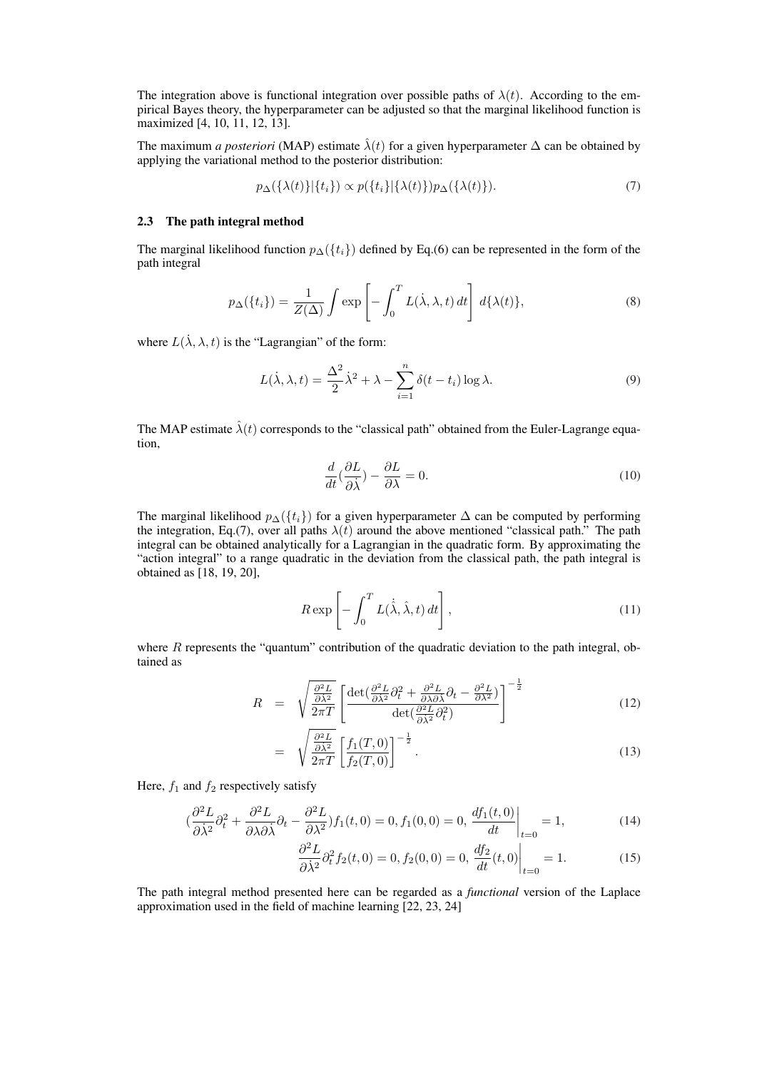The integration above is functional integration over possible paths of $\lambda(t)$. According to the empirical Bayes theory, the hyperparameter can be adjusted so that the marginal likelihood function is maximized [4, 10, 11, 12, 13].

The maximum *a posteriori* (MAP) estimate $\hat{\lambda}(t)$ for a given hyperparameter $\Delta$ can be obtained by applying the variational method to the posterior distribution:

$$p_{\Delta}(\{\lambda(t)\}|\{t_i\}) \propto p(\{t_i\}|\{\lambda(t)\})p_{\Delta}(\{\lambda(t)\}). \tag{7}$$

### 2.3 The path integral method

The marginal likelihood function $p_{\Delta}(\{t_i\})$ defined by Eq.(6) can be represented in the form of the path integral

$$p_{\Delta}(\{t_i\}) = \frac{1}{Z(\Delta)} \int \exp\left[ -\int_0^T L(\dot{\lambda}, \lambda, t)\, dt \right] d\{\lambda(t)\}, \tag{8}$$

where $L(\dot{\lambda}, \lambda, t)$ is the "Lagrangian" of the form:

$$L(\dot{\lambda}, \lambda, t) = \frac{\Delta^2}{2}\dot{\lambda}^2 + \lambda - \sum_{i=1}^{n} \delta(t - t_i) \log \lambda. \tag{9}$$

The MAP estimate $\hat{\lambda}(t)$ corresponds to the "classical path" obtained from the Euler-Lagrange equation,

$$\frac{d}{dt}\left(\frac{\partial L}{\partial \dot{\lambda}}\right) - \frac{\partial L}{\partial \lambda} = 0. \tag{10}$$

The marginal likelihood $p_{\Delta}(\{t_i\})$ for a given hyperparameter $\Delta$ can be computed by performing the integration, Eq.(7), over all paths $\lambda(t)$ around the above mentioned "classical path." The path integral can be obtained analytically for a Lagrangian in the quadratic form. By approximating the "action integral" to a range quadratic in the deviation from the classical path, the path integral is obtained as [18, 19, 20],

$$R \exp\left[ -\int_0^T L(\dot{\hat{\lambda}}, \hat{\lambda}, t)\, dt \right], \tag{11}$$

where $R$ represents the "quantum" contribution of the quadratic deviation to the path integral, obtained as

$$R = \sqrt{\frac{\frac{\partial^2 L}{\partial \dot{\lambda}^2}}{2\pi T}} \left[ \frac{\det\left(\frac{\partial^2 L}{\partial \dot{\lambda}^2}\partial_t^2 + \frac{\partial^2 L}{\partial \lambda \partial \dot{\lambda}}\partial_t - \frac{\partial^2 L}{\partial \lambda^2}\right)}{\det\left(\frac{\partial^2 L}{\partial \dot{\lambda}^2}\partial_t^2\right)} \right]^{-\frac{1}{2}} \tag{12}$$

$$= \sqrt{\frac{\frac{\partial^2 L}{\partial \dot{\lambda}^2}}{2\pi T}} \left[ \frac{f_1(T,0)}{f_2(T,0)} \right]^{-\frac{1}{2}}. \tag{13}$$

Here, $f_1$ and $f_2$ respectively satisfy

$$\left(\frac{\partial^2 L}{\partial \dot{\lambda}^2}\partial_t^2 + \frac{\partial^2 L}{\partial \lambda \partial \dot{\lambda}}\partial_t - \frac{\partial^2 L}{\partial \lambda^2}\right) f_1(t,0) = 0,\ f_1(0,0) = 0,\ \left.\frac{df_1(t,0)}{dt}\right|_{t=0} = 1, \tag{14}$$

$$\frac{\partial^2 L}{\partial \dot{\lambda}^2}\partial_t^2 f_2(t,0) = 0,\ f_2(0,0) = 0,\ \left.\frac{df_2}{dt}(t,0)\right|_{t=0} = 1. \tag{15}$$

The path integral method presented here can be regarded as a *functional* version of the Laplace approximation used in the field of machine learning [22, 23, 24]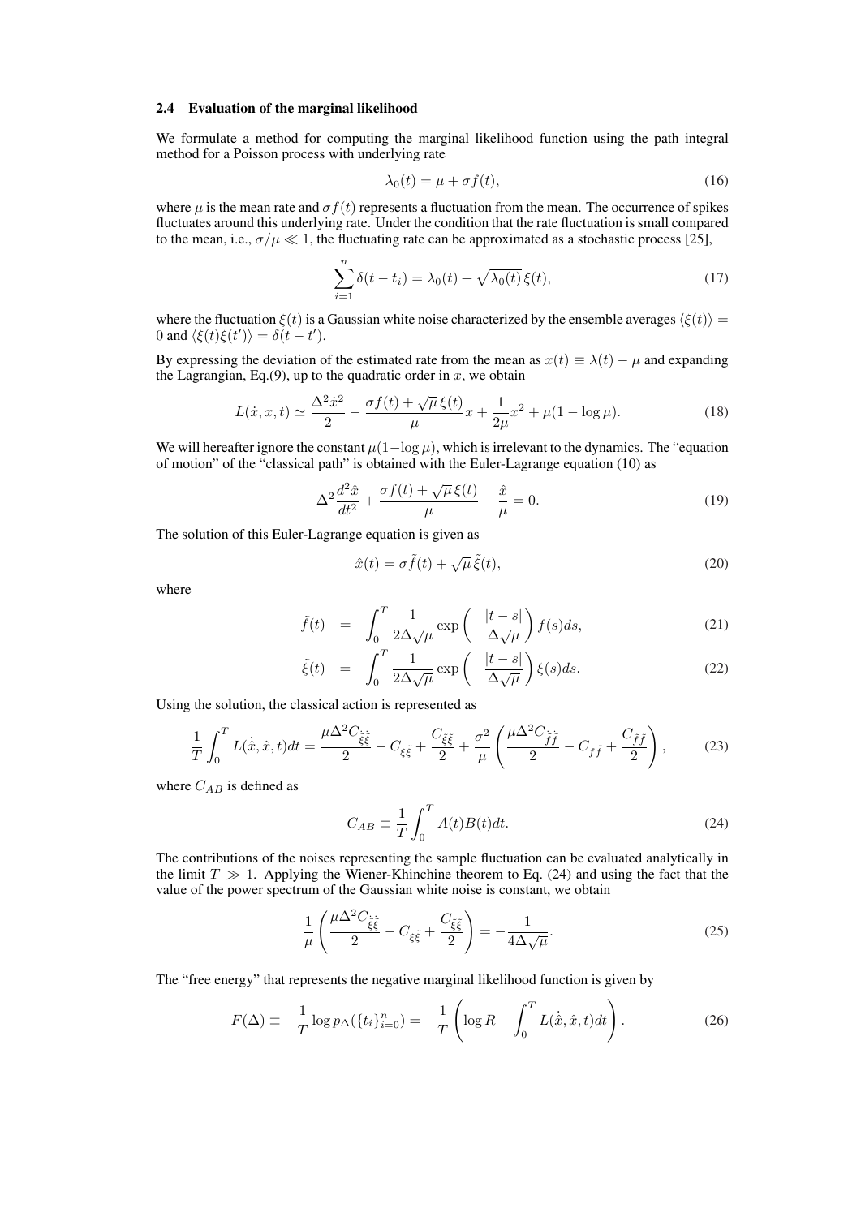### 2.4 Evaluation of the marginal likelihood

We formulate a method for computing the marginal likelihood function using the path integral method for a Poisson process with underlying rate

$$\lambda_0(t) = \mu + \sigma f(t), \tag{16}$$

where $\mu$ is the mean rate and $\sigma f(t)$ represents a fluctuation from the mean. The occurrence of spikes fluctuates around this underlying rate. Under the condition that the rate fluctuation is small compared to the mean, i.e., $\sigma/\mu \ll 1$, the fluctuating rate can be approximated as a stochastic process [25],

$$\sum_{i=1}^{n} \delta(t - t_i) = \lambda_0(t) + \sqrt{\lambda_0(t)}\,\xi(t), \tag{17}$$

where the fluctuation $\xi(t)$ is a Gaussian white noise characterized by the ensemble averages $\langle \xi(t) \rangle = 0$ and $\langle \xi(t)\xi(t') \rangle = \delta(t - t')$.

By expressing the deviation of the estimated rate from the mean as $x(t) \equiv \lambda(t) - \mu$ and expanding the Lagrangian, Eq.(9), up to the quadratic order in $x$, we obtain

$$L(\dot{x}, x, t) \simeq \frac{\Delta^2 \dot{x}^2}{2} - \frac{\sigma f(t) + \sqrt{\mu}\,\xi(t)}{\mu} x + \frac{1}{2\mu} x^2 + \mu(1 - \log \mu). \tag{18}$$

We will hereafter ignore the constant $\mu(1-\log \mu)$, which is irrelevant to the dynamics. The "equation of motion" of the "classical path" is obtained with the Euler-Lagrange equation (10) as

$$\Delta^2 \frac{d^2 \hat{x}}{dt^2} + \frac{\sigma f(t) + \sqrt{\mu}\,\xi(t)}{\mu} - \frac{\hat{x}}{\mu} = 0. \tag{19}$$

The solution of this Euler-Lagrange equation is given as

$$\hat{x}(t) = \sigma \tilde{f}(t) + \sqrt{\mu}\,\tilde{\xi}(t), \tag{20}$$

where

$$\tilde{f}(t) = \int_0^T \frac{1}{2\Delta\sqrt{\mu}} \exp\left( -\frac{|t-s|}{\Delta\sqrt{\mu}} \right) f(s) ds, \tag{21}$$

$$\tilde{\xi}(t) = \int_0^T \frac{1}{2\Delta\sqrt{\mu}} \exp\left( -\frac{|t-s|}{\Delta\sqrt{\mu}} \right) \xi(s) ds. \tag{22}$$

Using the solution, the classical action is represented as

$$\frac{1}{T}\int_0^T L(\dot{\hat{x}}, \hat{x}, t) dt = \frac{\mu \Delta^2 C_{\dot{\tilde{\xi}}\dot{\tilde{\xi}}}}{2} - C_{\xi\tilde{\xi}} + \frac{C_{\tilde{\xi}\tilde{\xi}}}{2} + \frac{\sigma^2}{\mu}\left( \frac{\mu \Delta^2 C_{\dot{\tilde{f}}\dot{\tilde{f}}}}{2} - C_{f\tilde{f}} + \frac{C_{\tilde{f}\tilde{f}}}{2} \right), \tag{23}$$

where $C_{AB}$ is defined as

$$C_{AB} \equiv \frac{1}{T}\int_0^T A(t)B(t) dt. \tag{24}$$

The contributions of the noises representing the sample fluctuation can be evaluated analytically in the limit $T \gg 1$. Applying the Wiener-Khinchine theorem to Eq. (24) and using the fact that the value of the power spectrum of the Gaussian white noise is constant, we obtain

$$\frac{1}{\mu}\left( \frac{\mu \Delta^2 C_{\dot{\tilde{\xi}}\dot{\tilde{\xi}}}}{2} - C_{\xi\tilde{\xi}} + \frac{C_{\tilde{\xi}\tilde{\xi}}}{2} \right) = -\frac{1}{4\Delta\sqrt{\mu}}. \tag{25}$$

The "free energy" that represents the negative marginal likelihood function is given by

$$F(\Delta) \equiv -\frac{1}{T}\log p_\Delta(\{t_i\}_{i=0}^n) = -\frac{1}{T}\left( \log R - \int_0^T L(\dot{\hat{x}}, \hat{x}, t) dt \right). \tag{26}$$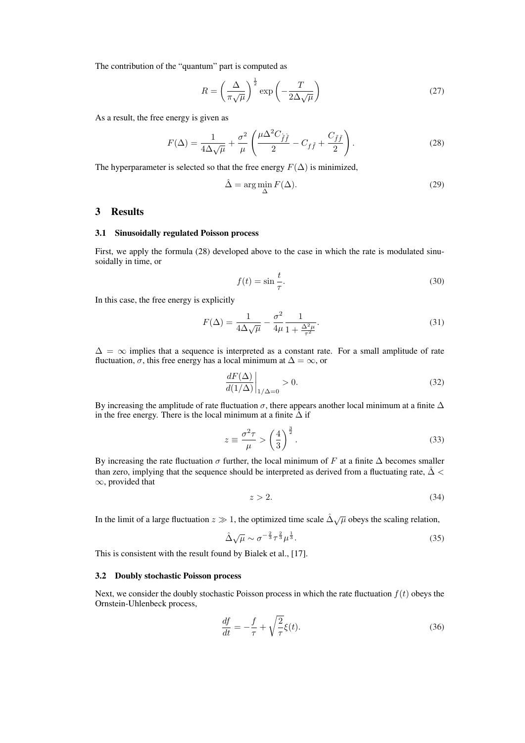The contribution of the "quantum" part is computed as

$$R = \left( \frac{\Delta}{\pi \sqrt{\mu}} \right)^{\frac{1}{2}} \exp \left( -\frac{T}{2\Delta \sqrt{\mu}} \right) \tag{27}$$

As a result, the free energy is given as

$$F(\Delta) = \frac{1}{4\Delta\sqrt{\mu}} + \frac{\sigma^2}{\mu} \left( \frac{\mu \Delta^2 C_{\dot{\tilde{f}}\dot{\tilde{f}}}}{2} - C_{f\tilde{f}} + \frac{C_{\tilde{f}\tilde{f}}}{2} \right). \tag{28}$$

The hyperparameter is selected so that the free energy $F(\Delta)$ is minimized,

$$\hat{\Delta} = \arg\min_{\Delta} F(\Delta). \tag{29}$$

## 3 Results

### 3.1 Sinusoidally regulated Poisson process

First, we apply the formula (28) developed above to the case in which the rate is modulated sinusoidally in time, or

$$f(t) = \sin \frac{t}{\tau}. \tag{30}$$

In this case, the free energy is explicitly

$$F(\Delta) = \frac{1}{4\Delta\sqrt{\mu}} - \frac{\sigma^2}{4\mu} \frac{1}{1 + \frac{\Delta^2 \mu}{\tau^2}}. \tag{31}$$

$\Delta = \infty$ implies that a sequence is interpreted as a constant rate. For a small amplitude of rate fluctuation, $\sigma$, this free energy has a local minimum at $\Delta = \infty$, or

$$\left. \frac{dF(\Delta)}{d(1/\Delta)} \right|_{1/\Delta = 0} > 0. \tag{32}$$

By increasing the amplitude of rate fluctuation $\sigma$, there appears another local minimum at a finite $\Delta$ in the free energy. There is the local minimum at a finite $\Delta$ if

$$z \equiv \frac{\sigma^2 \tau}{\mu} > \left( \frac{4}{3} \right)^{\frac{3}{2}}. \tag{33}$$

By increasing the rate fluctuation $\sigma$ further, the local minimum of $F$ at a finite $\Delta$ becomes smaller than zero, implying that the sequence should be interpreted as derived from a fluctuating rate, $\hat{\Delta} < \infty$, provided that

$$z > 2. \tag{34}$$

In the limit of a large fluctuation $z \gg 1$, the optimized time scale $\hat{\Delta}\sqrt{\mu}$ obeys the scaling relation,

$$\hat{\Delta}\sqrt{\mu} \sim \sigma^{-\frac{2}{3}} \tau^{\frac{2}{3}} \mu^{\frac{1}{3}}. \tag{35}$$

This is consistent with the result found by Bialek et al., [17].

### 3.2 Doubly stochastic Poisson process

Next, we consider the doubly stochastic Poisson process in which the rate fluctuation $f(t)$ obeys the Ornstein-Uhlenbeck process,

$$\frac{df}{dt} = -\frac{f}{\tau} + \sqrt{\frac{2}{\tau}} \xi(t). \tag{36}$$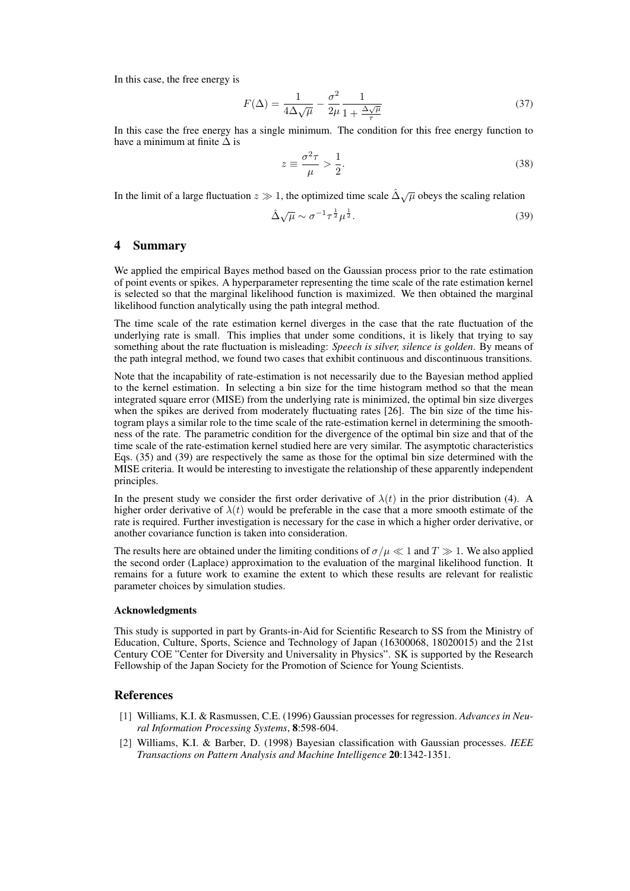In this case, the free energy is

$$F(\Delta) = \frac{1}{4\Delta\sqrt{\mu}} - \frac{\sigma^2}{2\mu}\frac{1}{1+\frac{\Delta\sqrt{\mu}}{\tau}} \tag{37}$$

In this case the free energy has a single minimum. The condition for this free energy function to have a minimum at finite $\Delta$ is

$$z \equiv \frac{\sigma^2\tau}{\mu} > \frac{1}{2}. \tag{38}$$

In the limit of a large fluctuation $z \gg 1$, the optimized time scale $\hat{\Delta}\sqrt{\mu}$ obeys the scaling relation

$$\hat{\Delta}\sqrt{\mu} \sim \sigma^{-1}\tau^{\frac{1}{2}}\mu^{\frac{1}{2}}. \tag{39}$$

## 4 Summary

We applied the empirical Bayes method based on the Gaussian process prior to the rate estimation of point events or spikes. A hyperparameter representing the time scale of the rate estimation kernel is selected so that the marginal likelihood function is maximized. We then obtained the marginal likelihood function analytically using the path integral method.

The time scale of the rate estimation kernel diverges in the case that the rate fluctuation of the underlying rate is small. This implies that under some conditions, it is likely that trying to say something about the rate fluctuation is misleading: *Speech is silver, silence is golden*. By means of the path integral method, we found two cases that exhibit continuous and discontinuous transitions.

Note that the incapability of rate-estimation is not necessarily due to the Bayesian method applied to the kernel estimation. In selecting a bin size for the time histogram method so that the mean integrated square error (MISE) from the underlying rate is minimized, the optimal bin size diverges when the spikes are derived from moderately fluctuating rates [26]. The bin size of the time histogram plays a similar role to the time scale of the rate-estimation kernel in determining the smoothness of the rate. The parametric condition for the divergence of the optimal bin size and that of the time scale of the rate-estimation kernel studied here are very similar. The asymptotic characteristics Eqs. (35) and (39) are respectively the same as those for the optimal bin size determined with the MISE criteria. It would be interesting to investigate the relationship of these apparently independent principles.

In the present study we consider the first order derivative of $\lambda(t)$ in the prior distribution (4). A higher order derivative of $\lambda(t)$ would be preferable in the case that a more smooth estimate of the rate is required. Further investigation is necessary for the case in which a higher order derivative, or another covariance function is taken into consideration.

The results here are obtained under the limiting conditions of $\sigma/\mu \ll 1$ and $T \gg 1$. We also applied the second order (Laplace) approximation to the evaluation of the marginal likelihood function. It remains for a future work to examine the extent to which these results are relevant for realistic parameter choices by simulation studies.

#### Acknowledgments

This study is supported in part by Grants-in-Aid for Scientific Research to SS from the Ministry of Education, Culture, Sports, Science and Technology of Japan (16300068, 18020015) and the 21st Century COE "Center for Diversity and Universality in Physics". SK is supported by the Research Fellowship of the Japan Society for the Promotion of Science for Young Scientists.

## References

[1] Williams, K.I. & Rasmussen, C.E. (1996) Gaussian processes for regression. *Advances in Neural Information Processing Systems*, **8**:598-604.

[2] Williams, K.I. & Barber, D. (1998) Bayesian classification with Gaussian processes. *IEEE Transactions on Pattern Analysis and Machine Intelligence* **20**:1342-1351.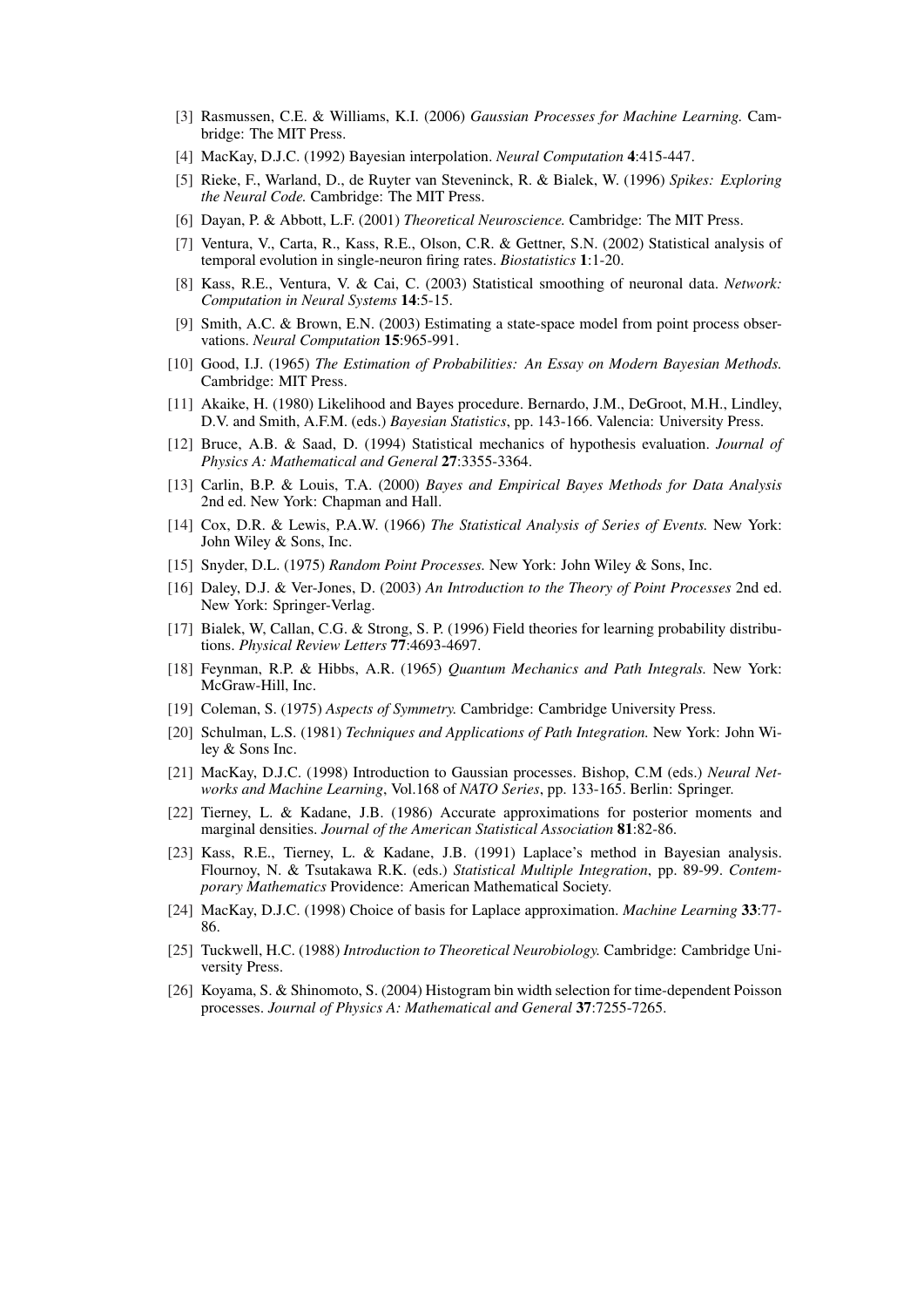[3] Rasmussen, C.E. & Williams, K.I. (2006) *Gaussian Processes for Machine Learning.* Cambridge: The MIT Press.

[4] MacKay, D.J.C. (1992) Bayesian interpolation. *Neural Computation* **4**:415-447.

[5] Rieke, F., Warland, D., de Ruyter van Steveninck, R. & Bialek, W. (1996) *Spikes: Exploring the Neural Code.* Cambridge: The MIT Press.

[6] Dayan, P. & Abbott, L.F. (2001) *Theoretical Neuroscience.* Cambridge: The MIT Press.

[7] Ventura, V., Carta, R., Kass, R.E., Olson, C.R. & Gettner, S.N. (2002) Statistical analysis of temporal evolution in single-neuron firing rates. *Biostatistics* **1**:1-20.

[8] Kass, R.E., Ventura, V. & Cai, C. (2003) Statistical smoothing of neuronal data. *Network: Computation in Neural Systems* **14**:5-15.

[9] Smith, A.C. & Brown, E.N. (2003) Estimating a state-space model from point process observations. *Neural Computation* **15**:965-991.

[10] Good, I.J. (1965) *The Estimation of Probabilities: An Essay on Modern Bayesian Methods.* Cambridge: MIT Press.

[11] Akaike, H. (1980) Likelihood and Bayes procedure. Bernardo, J.M., DeGroot, M.H., Lindley, D.V. and Smith, A.F.M. (eds.) *Bayesian Statistics*, pp. 143-166. Valencia: University Press.

[12] Bruce, A.B. & Saad, D. (1994) Statistical mechanics of hypothesis evaluation. *Journal of Physics A: Mathematical and General* **27**:3355-3364.

[13] Carlin, B.P. & Louis, T.A. (2000) *Bayes and Empirical Bayes Methods for Data Analysis* 2nd ed. New York: Chapman and Hall.

[14] Cox, D.R. & Lewis, P.A.W. (1966) *The Statistical Analysis of Series of Events.* New York: John Wiley & Sons, Inc.

[15] Snyder, D.L. (1975) *Random Point Processes.* New York: John Wiley & Sons, Inc.

[16] Daley, D.J. & Ver-Jones, D. (2003) *An Introduction to the Theory of Point Processes* 2nd ed. New York: Springer-Verlag.

[17] Bialek, W, Callan, C.G. & Strong, S. P. (1996) Field theories for learning probability distributions. *Physical Review Letters* **77**:4693-4697.

[18] Feynman, R.P. & Hibbs, A.R. (1965) *Quantum Mechanics and Path Integrals.* New York: McGraw-Hill, Inc.

[19] Coleman, S. (1975) *Aspects of Symmetry.* Cambridge: Cambridge University Press.

[20] Schulman, L.S. (1981) *Techniques and Applications of Path Integration.* New York: John Wiley & Sons Inc.

[21] MacKay, D.J.C. (1998) Introduction to Gaussian processes. Bishop, C.M (eds.) *Neural Networks and Machine Learning*, Vol.168 of *NATO Series*, pp. 133-165. Berlin: Springer.

[22] Tierney, L. & Kadane, J.B. (1986) Accurate approximations for posterior moments and marginal densities. *Journal of the American Statistical Association* **81**:82-86.

[23] Kass, R.E., Tierney, L. & Kadane, J.B. (1991) Laplace's method in Bayesian analysis. Flournoy, N. & Tsutakawa R.K. (eds.) *Statistical Multiple Integration*, pp. 89-99. *Contemporary Mathematics* Providence: American Mathematical Society.

[24] MacKay, D.J.C. (1998) Choice of basis for Laplace approximation. *Machine Learning* **33**:77-86.

[25] Tuckwell, H.C. (1988) *Introduction to Theoretical Neurobiology.* Cambridge: Cambridge University Press.

[26] Koyama, S. & Shinomoto, S. (2004) Histogram bin width selection for time-dependent Poisson processes. *Journal of Physics A: Mathematical and General* **37**:7255-7265.